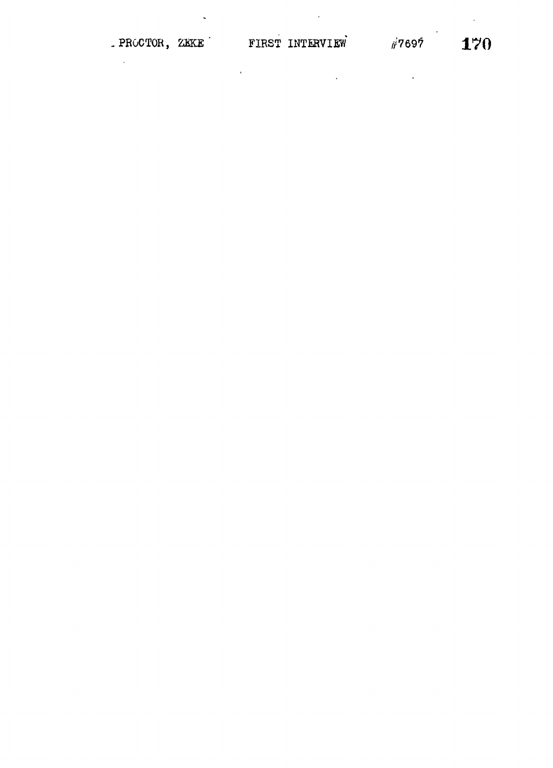PROCTOR, ZEKE FIRST INTERVIEW #7697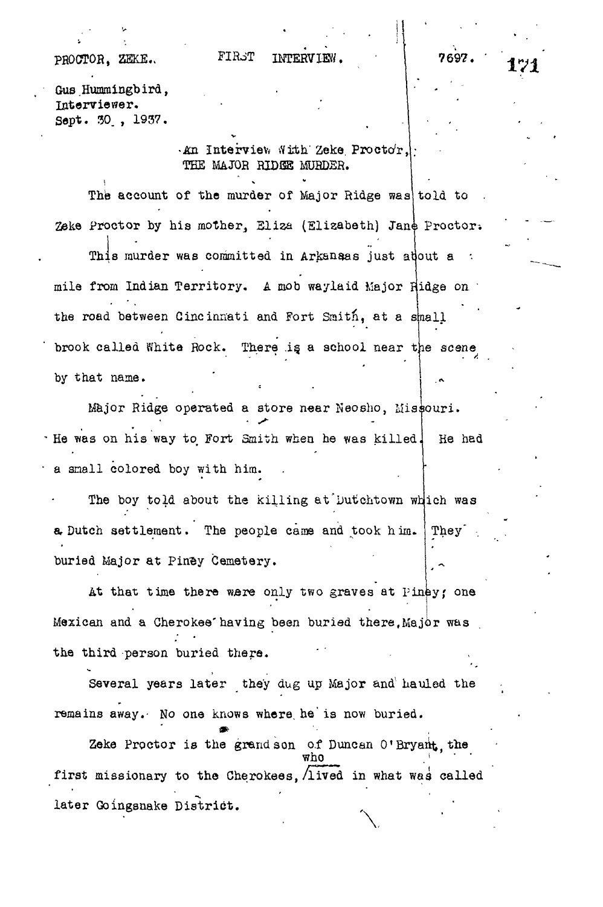PROCTOR, ZEKE. FIRST INTERVIEW. 7697.

Gus Hummingbird,
Interviewer.
Sept. 30, 1937.

An Interview With Zeke Proctor,
THE MAJOR RIDGE MURDER.

The account of the murder of Major Ridge was told to Zeke Proctor by his mother, Eliza (Elizabeth) Jane Proctor.

This murder was committed in Arkansas just about a mile from Indian Territory. A mob waylaid Major Ridge on the road between Cincinnati and Fort Smith, at a small brook called White Rock. There is a school near the scene by that name.

Major Ridge operated a store near Neosho, Missouri. He was on his way to Fort Smith when he was killed. He had a small colored boy with him.

The boy told about the killing at Dutchtown which was a Dutch settlement. The people came and took him. They buried Major at Piney Cemetery.

At that time there were only two graves at Piney; one Mexican and a Cherokee having been buried there, Major was the third person buried there.

Several years later they dug up Major and hauled the remains away. No one knows where he is now buried.

Zeke Proctor is the grandson of Duncan O'Bryant, the first missionary to the Cherokees, who lived in what was called later Goingsnake District.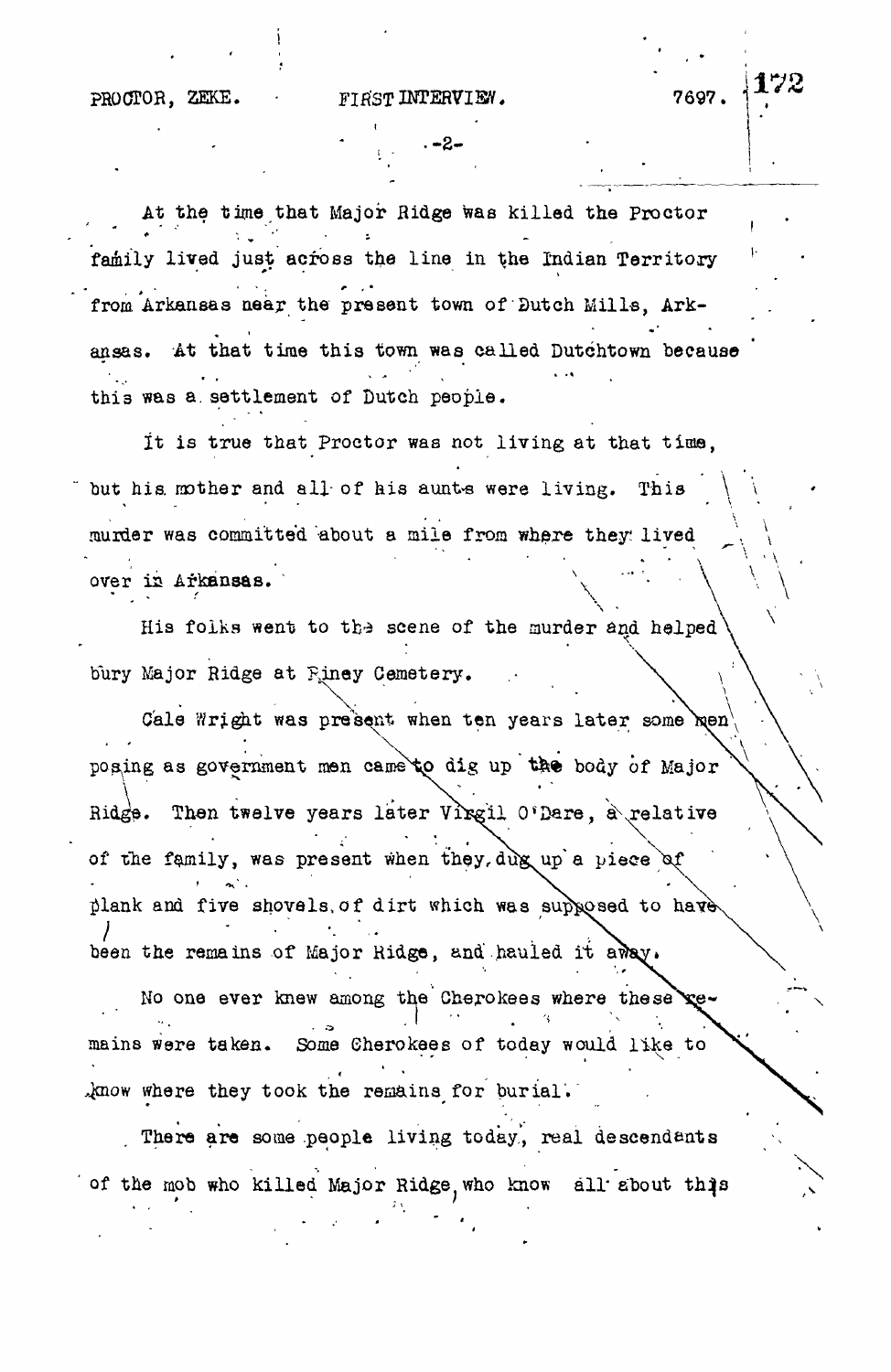At the time that Major Ridge was killed the Proctor family lived just across the line in the Indian Territory from Arkansas near the present town of Dutch Mills, Arkansas. At that time this town was called Dutchtown because this was a settlement of Dutch people.

It is true that Proctor was not living at that time, but his mother and all of his aunts were living. This murder was committed about a mile from where they lived over in Arkansas.

His folks went to the scene of the murder and helped bury Major Ridge at Piney Cemetery.

Cale Wright was present when ten years later some men posing as government men came to dig up the body of Major Ridge. Then twelve years later Virgil O'Dare, a relative of the family, was present when they dug up a piece of plank and five shovels of dirt which was supposed to have been the remains of Major Ridge, and hauled it away.

No one ever knew among the Cherokees where these remains were taken. Some Cherokees of today would like to know where they took the remains for burial.

There are some people living today, real descendants of the mob who killed Major Ridge, who know all about this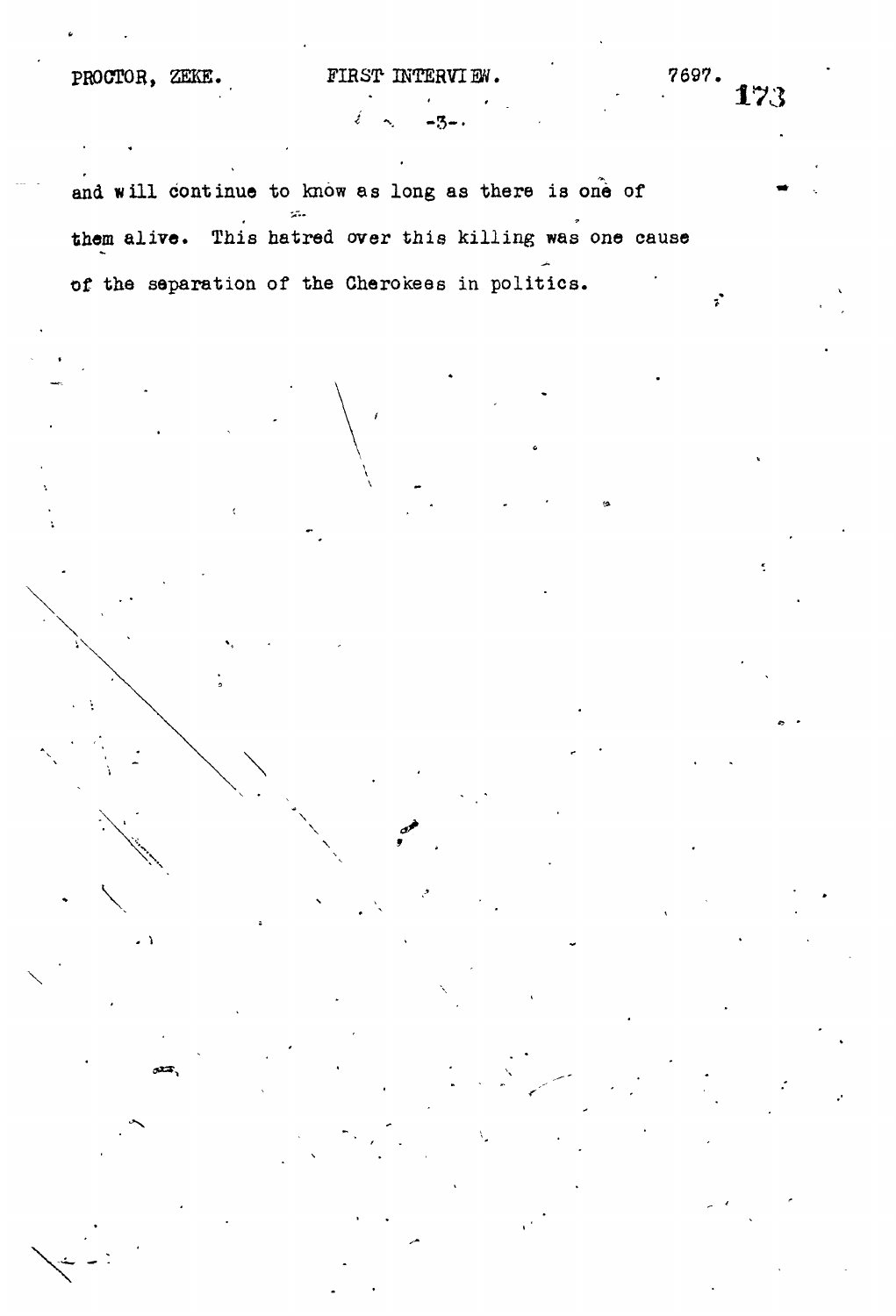and will continue to know as long as there is one of them alive. This hatred over this killing was one cause of the separation of the Cherokees in politics.